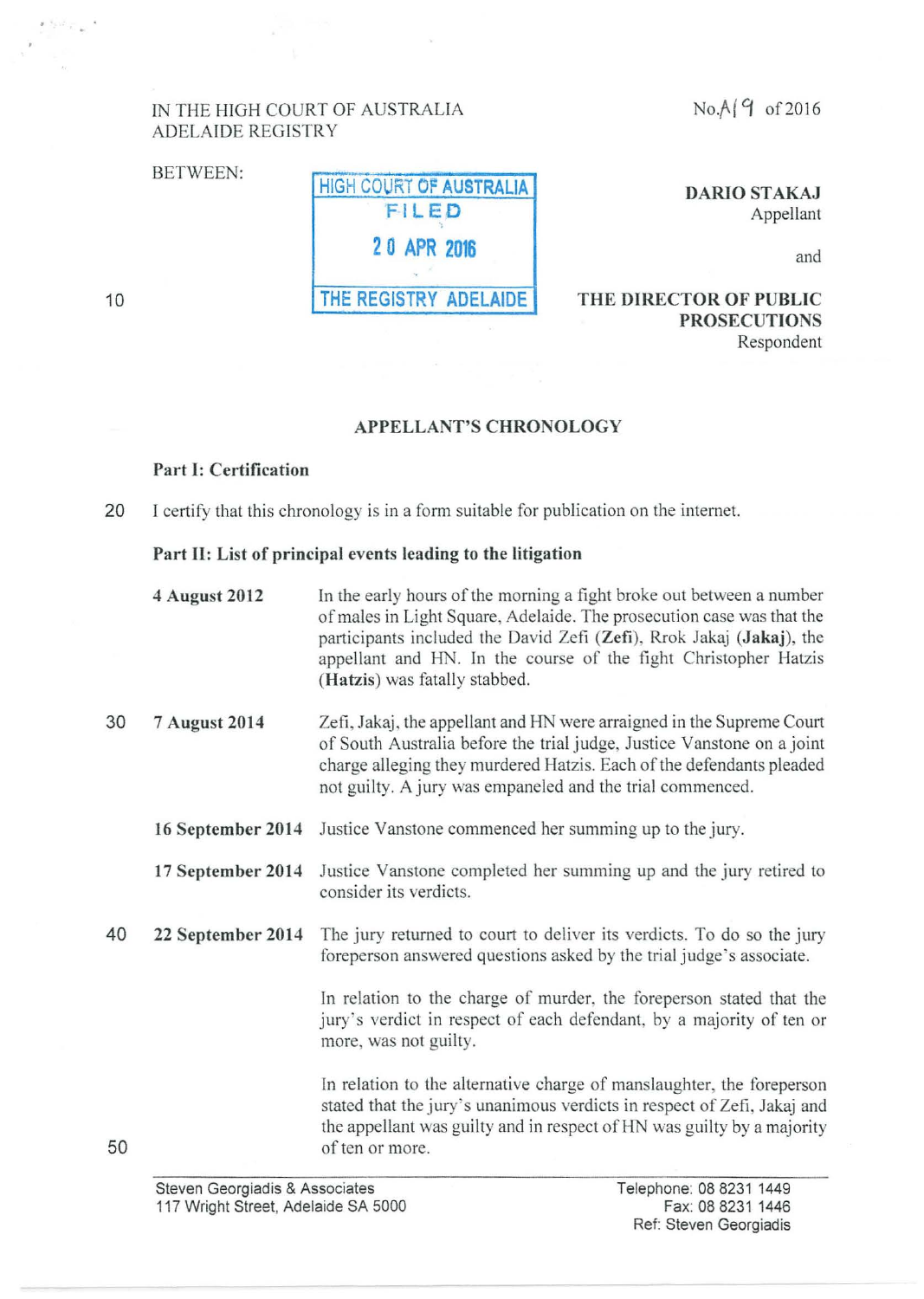IN THE HIGH COURT OF AUSTRALIA
ADELAIDE REGISTRY

No.A19 of 2016

BETWEEN:

HIGH COURT OF AUSTRALIA
FILED
20 APR 2016
THE REGISTRY ADELAIDE

**DARIO STAKAJ**
Appellant

and

**THE DIRECTOR OF PUBLIC PROSECUTIONS**
Respondent

## APPELLANT'S CHRONOLOGY

### Part I: Certification

I certify that this chronology is in a form suitable for publication on the internet.

### Part II: List of principal events leading to the litigation

**4 August 2012** — In the early hours of the morning a fight broke out between a number of males in Light Square, Adelaide. The prosecution case was that the participants included the David Zefi (**Zefi**), Rrok Jakaj (**Jakaj**), the appellant and HN. In the course of the fight Christopher Hatzis (**Hatzis**) was fatally stabbed.

**7 August 2014** — Zefi, Jakaj, the appellant and HN were arraigned in the Supreme Court of South Australia before the trial judge, Justice Vanstone on a joint charge alleging they murdered Hatzis. Each of the defendants pleaded not guilty. A jury was empaneled and the trial commenced.

**16 September 2014** — Justice Vanstone commenced her summing up to the jury.

**17 September 2014** — Justice Vanstone completed her summing up and the jury retired to consider its verdicts.

**22 September 2014** — The jury returned to court to deliver its verdicts. To do so the jury foreperson answered questions asked by the trial judge's associate.

In relation to the charge of murder, the foreperson stated that the jury's verdict in respect of each defendant, by a majority of ten or more, was not guilty.

In relation to the alternative charge of manslaughter, the foreperson stated that the jury's unanimous verdicts in respect of Zefi, Jakaj and the appellant was guilty and in respect of HN was guilty by a majority of ten or more.

Steven Georgiadis & Associates
117 Wright Street, Adelaide SA 5000

Telephone: 08 8231 1449
Fax: 08 8231 1446
Ref: Steven Georgiadis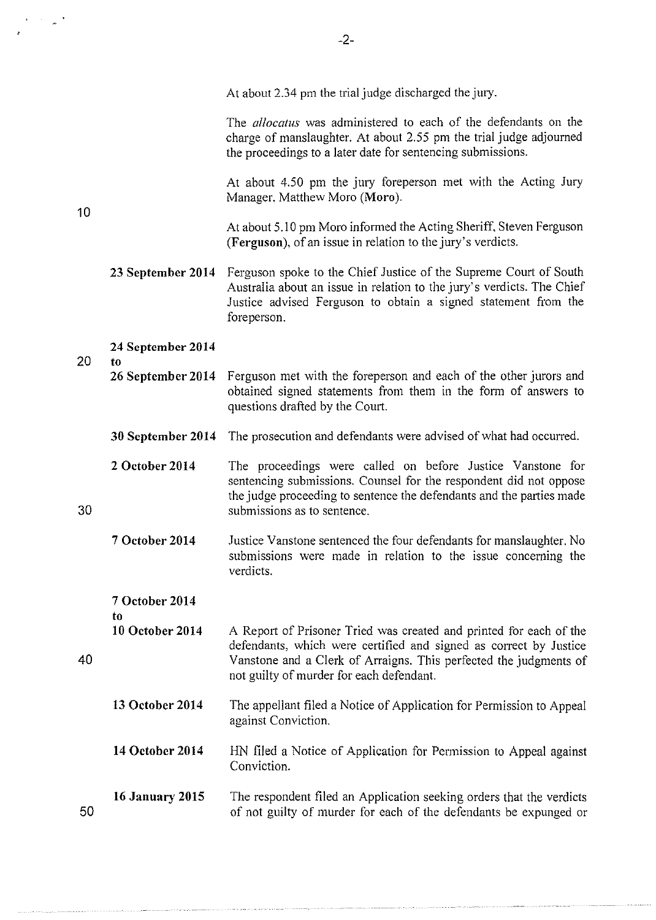| | |
|---|---|
| | At about 2.34 pm the trial judge discharged the jury. |
| | The *allocatus* was administered to each of the defendants on the charge of manslaughter. At about 2.55 pm the trial judge adjourned the proceedings to a later date for sentencing submissions. |
| | At about 4.50 pm the jury foreperson met with the Acting Jury Manager, Matthew Moro (**Moro**). |
| | At about 5.10 pm Moro informed the Acting Sheriff, Steven Ferguson (**Ferguson**), of an issue in relation to the jury's verdicts. |
| **23 September 2014** | Ferguson spoke to the Chief Justice of the Supreme Court of South Australia about an issue in relation to the jury's verdicts. The Chief Justice advised Ferguson to obtain a signed statement from the foreperson. |
| **24 September 2014 to 26 September 2014** | Ferguson met with the foreperson and each of the other jurors and obtained signed statements from them in the form of answers to questions drafted by the Court. |
| **30 September 2014** | The prosecution and defendants were advised of what had occurred. |
| **2 October 2014** | The proceedings were called on before Justice Vanstone for sentencing submissions. Counsel for the respondent did not oppose the judge proceeding to sentence the defendants and the parties made submissions as to sentence. |
| **7 October 2014** | Justice Vanstone sentenced the four defendants for manslaughter. No submissions were made in relation to the issue concerning the verdicts. |
| **7 October 2014 to 10 October 2014** | A Report of Prisoner Tried was created and printed for each of the defendants, which were certified and signed as correct by Justice Vanstone and a Clerk of Arraigns. This perfected the judgments of not guilty of murder for each defendant. |
| **13 October 2014** | The appellant filed a Notice of Application for Permission to Appeal against Conviction. |
| **14 October 2014** | HN filed a Notice of Application for Permission to Appeal against Conviction. |
| **16 January 2015** | The respondent filed an Application seeking orders that the verdicts of not guilty of murder for each of the defendants be expunged or |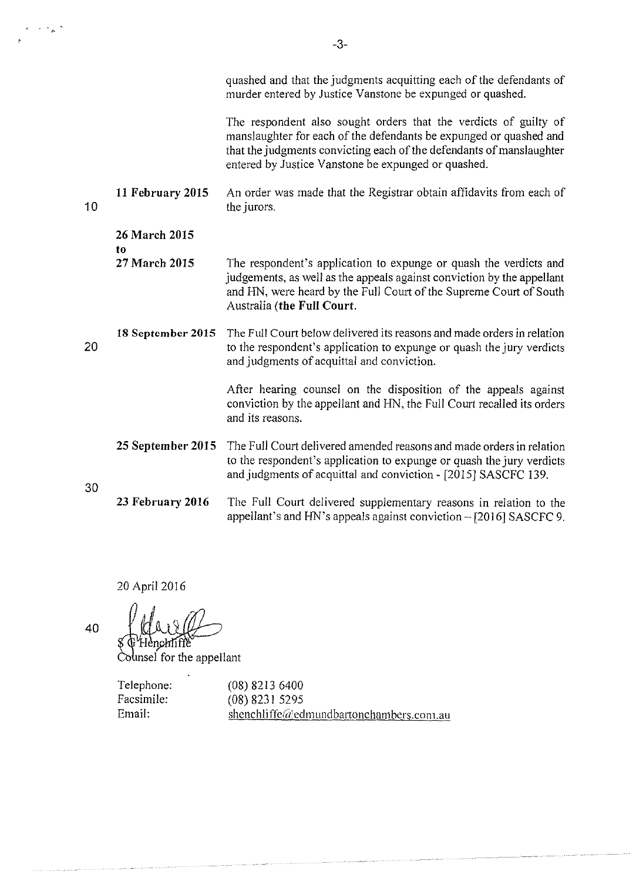quashed and that the judgments acquitting each of the defendants of murder entered by Justice Vanstone be expunged or quashed.

The respondent also sought orders that the verdicts of guilty of manslaughter for each of the defendants be expunged or quashed and that the judgments convicting each of the defendants of manslaughter entered by Justice Vanstone be expunged or quashed.

| | |
|---|---|
| **11 February 2015** | An order was made that the Registrar obtain affidavits from each of the jurors. |
| **26 March 2015 to 27 March 2015** | The respondent's application to expunge or quash the verdicts and judgements, as well as the appeals against conviction by the appellant and HN, were heard by the Full Court of the Supreme Court of South Australia (**the Full Court**. |
| **18 September 2015** | The Full Court below delivered its reasons and made orders in relation to the respondent's application to expunge or quash the jury verdicts and judgments of acquittal and conviction.<br><br>After hearing counsel on the disposition of the appeals against conviction by the appellant and HN, the Full Court recalled its orders and its reasons. |
| **25 September 2015** | The Full Court delivered amended reasons and made orders in relation to the respondent's application to expunge or quash the jury verdicts and judgments of acquittal and conviction - [2015] SASCFC 139. |
| **23 February 2016** | The Full Court delivered supplementary reasons in relation to the appellant's and HN's appeals against conviction – [2016] SASCFC 9. |

20 April 2016

S G Henchliffe
Counsel for the appellant

Telephone: (08) 8213 6400
Facsimile: (08) 8231 5295
Email: shenchliffe@edmundbartonchambers.com.au